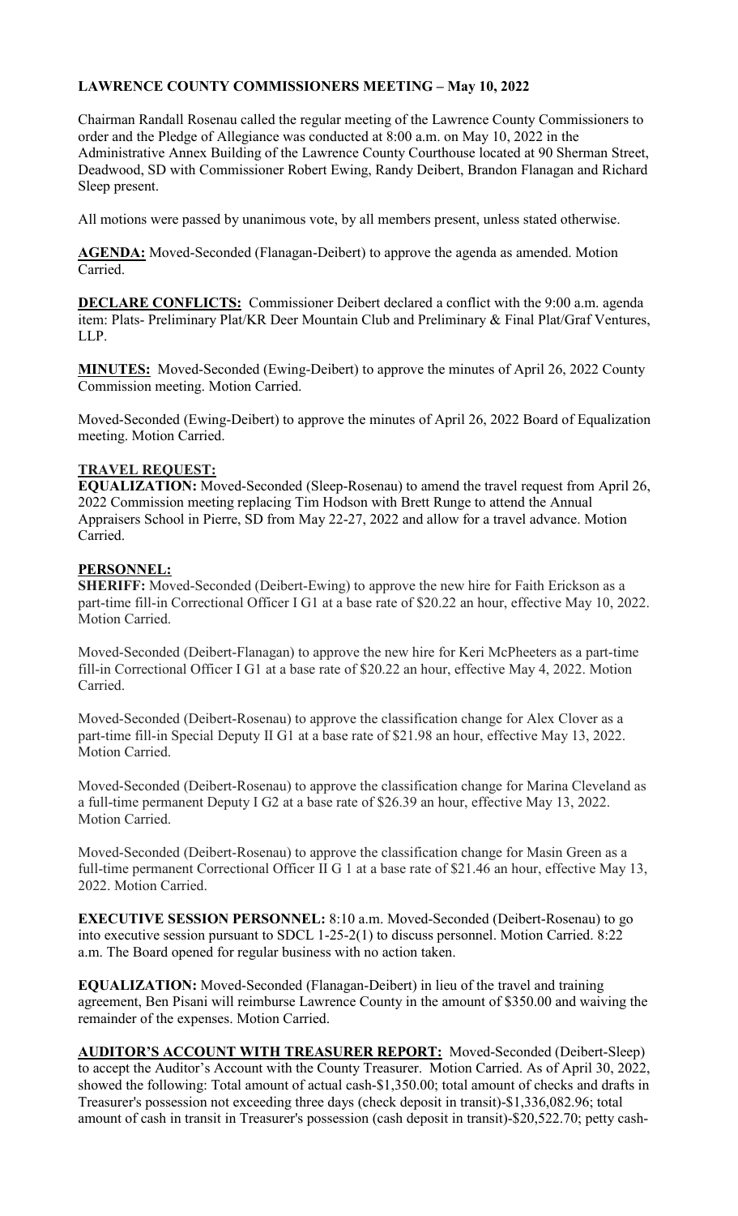# LAWRENCE COUNTY COMMISSIONERS MEETING – May 10, 2022

Chairman Randall Rosenau called the regular meeting of the Lawrence County Commissioners to order and the Pledge of Allegiance was conducted at 8:00 a.m. on May 10, 2022 in the Administrative Annex Building of the Lawrence County Courthouse located at 90 Sherman Street, Deadwood, SD with Commissioner Robert Ewing, Randy Deibert, Brandon Flanagan and Richard Sleep present.

All motions were passed by unanimous vote, by all members present, unless stated otherwise.

**AGENDA:** Moved-Seconded (Flanagan-Deibert) to approve the agenda as amended. Motion Carried.

**DECLARE CONFLICTS:** Commissioner Deibert declared a conflict with the 9:00 a.m. agenda item: Plats- Preliminary Plat/KR Deer Mountain Club and Preliminary & Final Plat/Graf Ventures, LLP.

**MINUTES:** Moved-Seconded (Ewing-Deibert) to approve the minutes of April 26, 2022 County Commission meeting. Motion Carried.

Moved-Seconded (Ewing-Deibert) to approve the minutes of April 26, 2022 Board of Equalization meeting. Motion Carried.

**TRAVEL REQUEST:**

**EQUALIZATION:** Moved-Seconded (Sleep-Rosenau) to amend the travel request from April 26, 2022 Commission meeting replacing Tim Hodson with Brett Runge to attend the Annual Appraisers School in Pierre, SD from May 22-27, 2022 and allow for a travel advance. Motion Carried.

**PERSONNEL:**

**SHERIFF:** Moved-Seconded (Deibert-Ewing) to approve the new hire for Faith Erickson as a part-time fill-in Correctional Officer I G1 at a base rate of $20.22 an hour, effective May 10, 2022. Motion Carried.

Moved-Seconded (Deibert-Flanagan) to approve the new hire for Keri McPheeters as a part-time fill-in Correctional Officer I G1 at a base rate of $20.22 an hour, effective May 4, 2022. Motion Carried.

Moved-Seconded (Deibert-Rosenau) to approve the classification change for Alex Clover as a part-time fill-in Special Deputy II G1 at a base rate of $21.98 an hour, effective May 13, 2022. Motion Carried.

Moved-Seconded (Deibert-Rosenau) to approve the classification change for Marina Cleveland as a full-time permanent Deputy I G2 at a base rate of $26.39 an hour, effective May 13, 2022. Motion Carried.

Moved-Seconded (Deibert-Rosenau) to approve the classification change for Masin Green as a full-time permanent Correctional Officer II G 1 at a base rate of $21.46 an hour, effective May 13, 2022. Motion Carried.

**EXECUTIVE SESSION PERSONNEL:** 8:10 a.m. Moved-Seconded (Deibert-Rosenau) to go into executive session pursuant to SDCL 1-25-2(1) to discuss personnel. Motion Carried. 8:22 a.m. The Board opened for regular business with no action taken.

**EQUALIZATION:** Moved-Seconded (Flanagan-Deibert) in lieu of the travel and training agreement, Ben Pisani will reimburse Lawrence County in the amount of $350.00 and waiving the remainder of the expenses. Motion Carried.

**AUDITOR'S ACCOUNT WITH TREASURER REPORT:** Moved-Seconded (Deibert-Sleep) to accept the Auditor's Account with the County Treasurer. Motion Carried. As of April 30, 2022, showed the following: Total amount of actual cash-$1,350.00; total amount of checks and drafts in Treasurer's possession not exceeding three days (check deposit in transit)-$1,336,082.96; total amount of cash in transit in Treasurer's possession (cash deposit in transit)-$20,522.70; petty cash-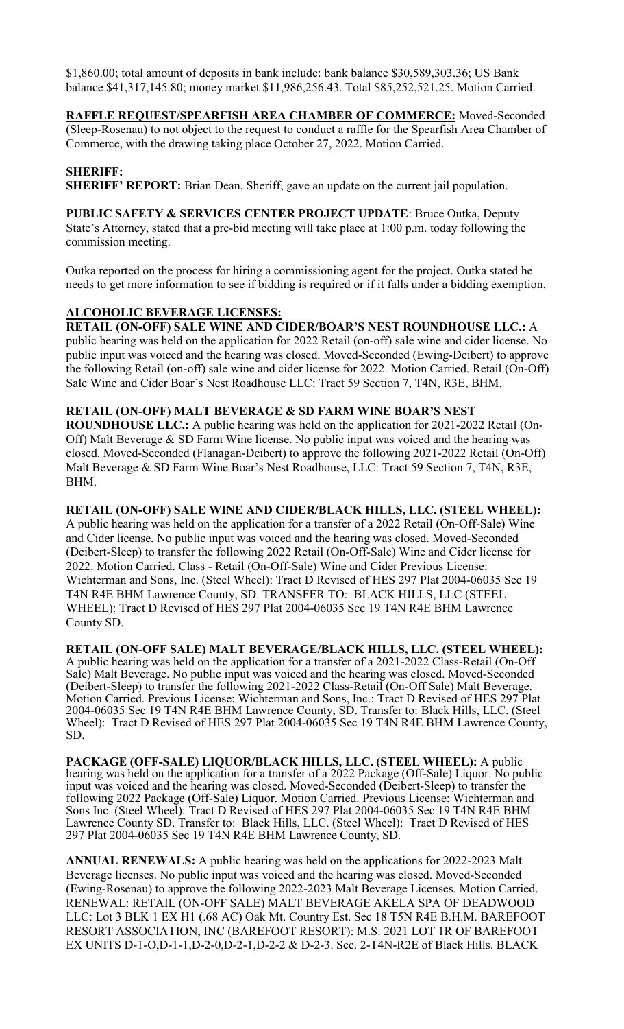$1,860.00; total amount of deposits in bank include: bank balance $30,589,303.36; US Bank balance $41,317,145.80; money market $11,986,256.43. Total $85,252,521.25. Motion Carried.

**RAFFLE REQUEST/SPEARFISH AREA CHAMBER OF COMMERCE:** Moved-Seconded (Sleep-Rosenau) to not object to the request to conduct a raffle for the Spearfish Area Chamber of Commerce, with the drawing taking place October 27, 2022. Motion Carried.

**SHERIFF:**

**SHERIFF' REPORT:** Brian Dean, Sheriff, gave an update on the current jail population.

**PUBLIC SAFETY & SERVICES CENTER PROJECT UPDATE**: Bruce Outka, Deputy State's Attorney, stated that a pre-bid meeting will take place at 1:00 p.m. today following the commission meeting.

Outka reported on the process for hiring a commissioning agent for the project. Outka stated he needs to get more information to see if bidding is required or if it falls under a bidding exemption.

**ALCOHOLIC BEVERAGE LICENSES:**

**RETAIL (ON-OFF) SALE WINE AND CIDER/BOAR'S NEST ROUNDHOUSE LLC.:** A public hearing was held on the application for 2022 Retail (on-off) sale wine and cider license. No public input was voiced and the hearing was closed. Moved-Seconded (Ewing-Deibert) to approve the following Retail (on-off) sale wine and cider license for 2022. Motion Carried. Retail (On-Off) Sale Wine and Cider Boar's Nest Roadhouse LLC: Tract 59 Section 7, T4N, R3E, BHM.

**RETAIL (ON-OFF) MALT BEVERAGE & SD FARM WINE BOAR'S NEST ROUNDHOUSE LLC.:** A public hearing was held on the application for 2021-2022 Retail (On-Off) Malt Beverage & SD Farm Wine license. No public input was voiced and the hearing was closed. Moved-Seconded (Flanagan-Deibert) to approve the following 2021-2022 Retail (On-Off) Malt Beverage & SD Farm Wine Boar's Nest Roadhouse, LLC: Tract 59 Section 7, T4N, R3E, BHM.

**RETAIL (ON-OFF) SALE WINE AND CIDER/BLACK HILLS, LLC. (STEEL WHEEL):** A public hearing was held on the application for a transfer of a 2022 Retail (On-Off-Sale) Wine and Cider license. No public input was voiced and the hearing was closed. Moved-Seconded (Deibert-Sleep) to transfer the following 2022 Retail (On-Off-Sale) Wine and Cider license for 2022. Motion Carried. Class - Retail (On-Off-Sale) Wine and Cider Previous License: Wichterman and Sons, Inc. (Steel Wheel): Tract D Revised of HES 297 Plat 2004-06035 Sec 19 T4N R4E BHM Lawrence County, SD. TRANSFER TO: BLACK HILLS, LLC (STEEL WHEEL): Tract D Revised of HES 297 Plat 2004-06035 Sec 19 T4N R4E BHM Lawrence County SD.

**RETAIL (ON-OFF SALE) MALT BEVERAGE/BLACK HILLS, LLC. (STEEL WHEEL):** A public hearing was held on the application for a transfer of a 2021-2022 Class-Retail (On-Off Sale) Malt Beverage. No public input was voiced and the hearing was closed. Moved-Seconded (Deibert-Sleep) to transfer the following 2021-2022 Class-Retail (On-Off Sale) Malt Beverage. Motion Carried. Previous License: Wichterman and Sons, Inc.: Tract D Revised of HES 297 Plat 2004-06035 Sec 19 T4N R4E BHM Lawrence County, SD. Transfer to: Black Hills, LLC. (Steel Wheel): Tract D Revised of HES 297 Plat 2004-06035 Sec 19 T4N R4E BHM Lawrence County, SD.

**PACKAGE (OFF-SALE) LIQUOR/BLACK HILLS, LLC. (STEEL WHEEL):** A public hearing was held on the application for a transfer of a 2022 Package (Off-Sale) Liquor. No public input was voiced and the hearing was closed. Moved-Seconded (Deibert-Sleep) to transfer the following 2022 Package (Off-Sale) Liquor. Motion Carried. Previous License: Wichterman and Sons Inc. (Steel Wheel): Tract D Revised of HES 297 Plat 2004-06035 Sec 19 T4N R4E BHM Lawrence County SD. Transfer to: Black Hills, LLC. (Steel Wheel): Tract D Revised of HES 297 Plat 2004-06035 Sec 19 T4N R4E BHM Lawrence County, SD.

**ANNUAL RENEWALS:** A public hearing was held on the applications for 2022-2023 Malt Beverage licenses. No public input was voiced and the hearing was closed. Moved-Seconded (Ewing-Rosenau) to approve the following 2022-2023 Malt Beverage Licenses. Motion Carried. RENEWAL: RETAIL (ON-OFF SALE) MALT BEVERAGE AKELA SPA OF DEADWOOD LLC: Lot 3 BLK 1 EX H1 (.68 AC) Oak Mt. Country Est. Sec 18 T5N R4E B.H.M. BAREFOOT RESORT ASSOCIATION, INC (BAREFOOT RESORT): M.S. 2021 LOT 1R OF BAREFOOT EX UNITS D-1-O,D-1-1,D-2-0,D-2-1,D-2-2 & D-2-3. Sec. 2-T4N-R2E of Black Hills. BLACK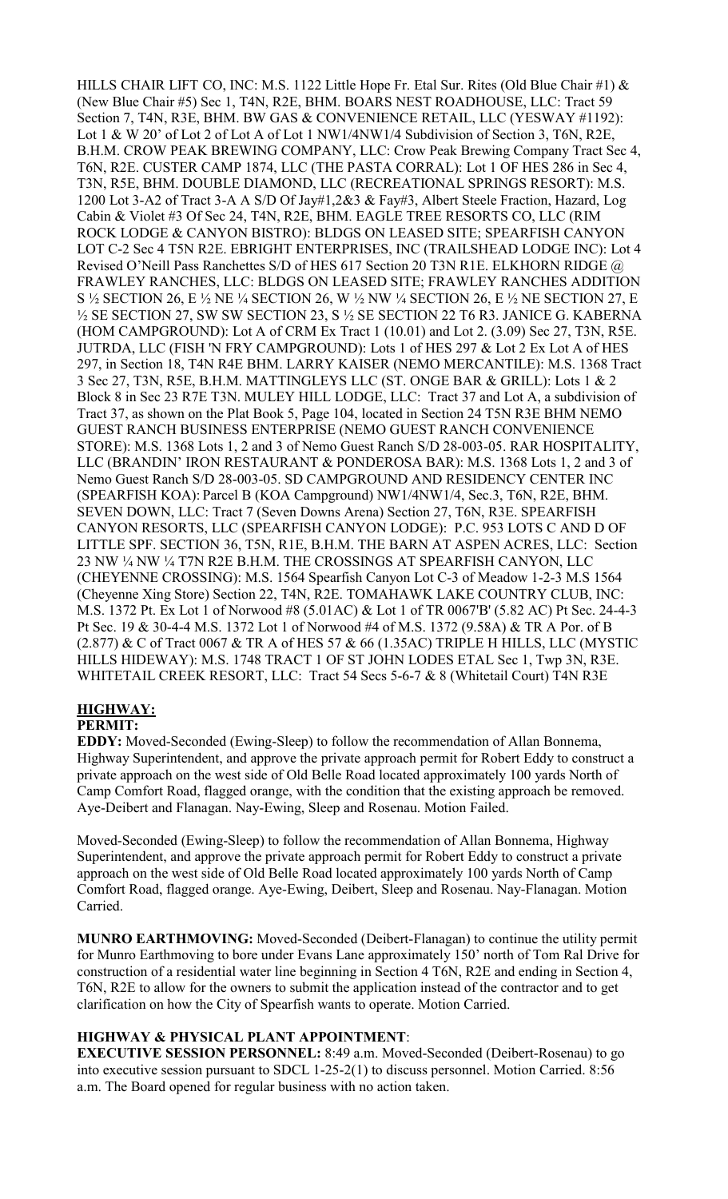HILLS CHAIR LIFT CO, INC: M.S. 1122 Little Hope Fr. Etal Sur. Rites (Old Blue Chair #1) & (New Blue Chair #5) Sec 1, T4N, R2E, BHM. BOARS NEST ROADHOUSE, LLC: Tract 59 Section 7, T4N, R3E, BHM. BW GAS & CONVENIENCE RETAIL, LLC (YESWAY #1192): Lot 1 & W 20' of Lot 2 of Lot A of Lot 1 NW1/4NW1/4 Subdivision of Section 3, T6N, R2E, B.H.M. CROW PEAK BREWING COMPANY, LLC: Crow Peak Brewing Company Tract Sec 4, T6N, R2E. CUSTER CAMP 1874, LLC (THE PASTA CORRAL): Lot 1 OF HES 286 in Sec 4, T3N, R5E, BHM. DOUBLE DIAMOND, LLC (RECREATIONAL SPRINGS RESORT): M.S. 1200 Lot 3-A2 of Tract 3-A A S/D Of Jay#1,2&3 & Fay#3, Albert Steele Fraction, Hazard, Log Cabin & Violet #3 Of Sec 24, T4N, R2E, BHM. EAGLE TREE RESORTS CO, LLC (RIM ROCK LODGE & CANYON BISTRO): BLDGS ON LEASED SITE; SPEARFISH CANYON LOT C-2 Sec 4 T5N R2E. EBRIGHT ENTERPRISES, INC (TRAILSHEAD LODGE INC): Lot 4 Revised O'Neill Pass Ranchettes S/D of HES 617 Section 20 T3N R1E. ELKHORN RIDGE @ FRAWLEY RANCHES, LLC: BLDGS ON LEASED SITE; FRAWLEY RANCHES ADDITION S ½ SECTION 26, E ½ NE ¼ SECTION 26, W ½ NW ¼ SECTION 26, E ½ NE SECTION 27, E ½ SE SECTION 27, SW SW SECTION 23, S ½ SE SECTION 22 T6 R3. JANICE G. KABERNA (HOM CAMPGROUND): Lot A of CRM Ex Tract 1 (10.01) and Lot 2. (3.09) Sec 27, T3N, R5E. JUTRDA, LLC (FISH 'N FRY CAMPGROUND): Lots 1 of HES 297 & Lot 2 Ex Lot A of HES 297, in Section 18, T4N R4E BHM. LARRY KAISER (NEMO MERCANTILE): M.S. 1368 Tract 3 Sec 27, T3N, R5E, B.H.M. MATTINGLEYS LLC (ST. ONGE BAR & GRILL): Lots 1 & 2 Block 8 in Sec 23 R7E T3N. MULEY HILL LODGE, LLC: Tract 37 and Lot A, a subdivision of Tract 37, as shown on the Plat Book 5, Page 104, located in Section 24 T5N R3E BHM NEMO GUEST RANCH BUSINESS ENTERPRISE (NEMO GUEST RANCH CONVENIENCE STORE): M.S. 1368 Lots 1, 2 and 3 of Nemo Guest Ranch S/D 28-003-05. RAR HOSPITALITY, LLC (BRANDIN' IRON RESTAURANT & PONDEROSA BAR): M.S. 1368 Lots 1, 2 and 3 of Nemo Guest Ranch S/D 28-003-05. SD CAMPGROUND AND RESIDENCY CENTER INC (SPEARFISH KOA): Parcel B (KOA Campground) NW1/4NW1/4, Sec.3, T6N, R2E, BHM. SEVEN DOWN, LLC: Tract 7 (Seven Downs Arena) Section 27, T6N, R3E. SPEARFISH CANYON RESORTS, LLC (SPEARFISH CANYON LODGE): P.C. 953 LOTS C AND D OF LITTLE SPF. SECTION 36, T5N, R1E, B.H.M. THE BARN AT ASPEN ACRES, LLC: Section 23 NW ¼ NW ¼ T7N R2E B.H.M. THE CROSSINGS AT SPEARFISH CANYON, LLC (CHEYENNE CROSSING): M.S. 1564 Spearfish Canyon Lot C-3 of Meadow 1-2-3 M.S 1564 (Cheyenne Xing Store) Section 22, T4N, R2E. TOMAHAWK LAKE COUNTRY CLUB, INC: M.S. 1372 Pt. Ex Lot 1 of Norwood #8 (5.01AC) & Lot 1 of TR 0067'B' (5.82 AC) Pt Sec. 24-4-3 Pt Sec. 19 & 30-4-4 M.S. 1372 Lot 1 of Norwood #4 of M.S. 1372 (9.58A) & TR A Por. of B (2.877) & C of Tract 0067 & TR A of HES 57 & 66 (1.35AC) TRIPLE H HILLS, LLC (MYSTIC HILLS HIDEWAY): M.S. 1748 TRACT 1 OF ST JOHN LODES ETAL Sec 1, Twp 3N, R3E. WHITETAIL CREEK RESORT, LLC: Tract 54 Secs 5-6-7 & 8 (Whitetail Court) T4N R3E

## HIGHWAY:

### PERMIT:

**EDDY:** Moved-Seconded (Ewing-Sleep) to follow the recommendation of Allan Bonnema, Highway Superintendent, and approve the private approach permit for Robert Eddy to construct a private approach on the west side of Old Belle Road located approximately 100 yards North of Camp Comfort Road, flagged orange, with the condition that the existing approach be removed. Aye-Deibert and Flanagan. Nay-Ewing, Sleep and Rosenau. Motion Failed.

Moved-Seconded (Ewing-Sleep) to follow the recommendation of Allan Bonnema, Highway Superintendent, and approve the private approach permit for Robert Eddy to construct a private approach on the west side of Old Belle Road located approximately 100 yards North of Camp Comfort Road, flagged orange. Aye-Ewing, Deibert, Sleep and Rosenau. Nay-Flanagan. Motion Carried.

**MUNRO EARTHMOVING:** Moved-Seconded (Deibert-Flanagan) to continue the utility permit for Munro Earthmoving to bore under Evans Lane approximately 150' north of Tom Ral Drive for construction of a residential water line beginning in Section 4 T6N, R2E and ending in Section 4, T6N, R2E to allow for the owners to submit the application instead of the contractor and to get clarification on how the City of Spearfish wants to operate. Motion Carried.

### HIGHWAY & PHYSICAL PLANT APPOINTMENT:

**EXECUTIVE SESSION PERSONNEL:** 8:49 a.m. Moved-Seconded (Deibert-Rosenau) to go into executive session pursuant to SDCL 1-25-2(1) to discuss personnel. Motion Carried. 8:56 a.m. The Board opened for regular business with no action taken.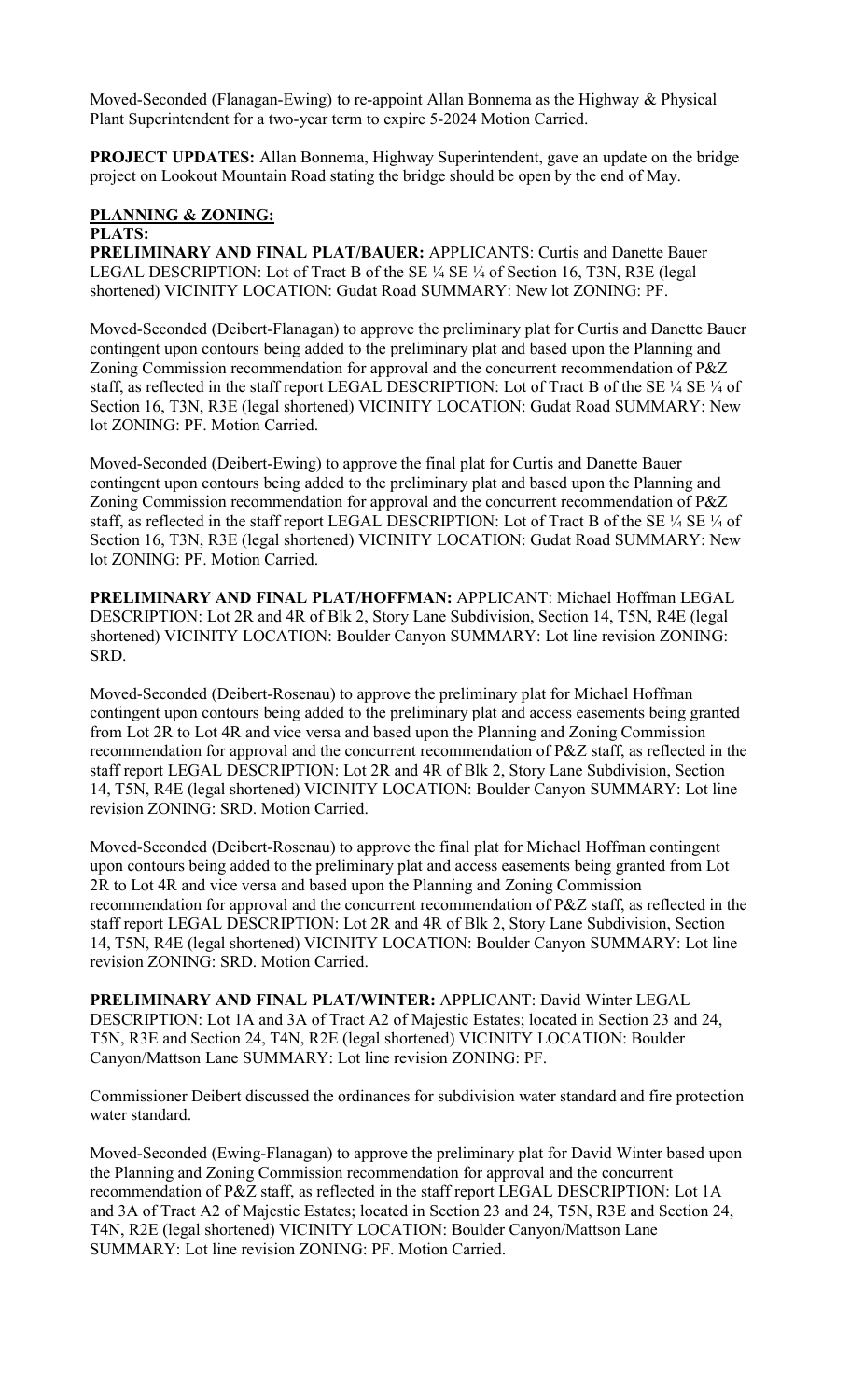Moved-Seconded (Flanagan-Ewing) to re-appoint Allan Bonnema as the Highway & Physical Plant Superintendent for a two-year term to expire 5-2024 Motion Carried.

**PROJECT UPDATES:** Allan Bonnema, Highway Superintendent, gave an update on the bridge project on Lookout Mountain Road stating the bridge should be open by the end of May.

**PLANNING & ZONING:**

**PLATS:**

**PRELIMINARY AND FINAL PLAT/BAUER:** APPLICANTS: Curtis and Danette Bauer LEGAL DESCRIPTION: Lot of Tract B of the SE ¼ SE ¼ of Section 16, T3N, R3E (legal shortened) VICINITY LOCATION: Gudat Road SUMMARY: New lot ZONING: PF.

Moved-Seconded (Deibert-Flanagan) to approve the preliminary plat for Curtis and Danette Bauer contingent upon contours being added to the preliminary plat and based upon the Planning and Zoning Commission recommendation for approval and the concurrent recommendation of P&Z staff, as reflected in the staff report LEGAL DESCRIPTION: Lot of Tract B of the SE ¼ SE ¼ of Section 16, T3N, R3E (legal shortened) VICINITY LOCATION: Gudat Road SUMMARY: New lot ZONING: PF. Motion Carried.

Moved-Seconded (Deibert-Ewing) to approve the final plat for Curtis and Danette Bauer contingent upon contours being added to the preliminary plat and based upon the Planning and Zoning Commission recommendation for approval and the concurrent recommendation of P&Z staff, as reflected in the staff report LEGAL DESCRIPTION: Lot of Tract B of the SE ¼ SE ¼ of Section 16, T3N, R3E (legal shortened) VICINITY LOCATION: Gudat Road SUMMARY: New lot ZONING: PF. Motion Carried.

**PRELIMINARY AND FINAL PLAT/HOFFMAN:** APPLICANT: Michael Hoffman LEGAL DESCRIPTION: Lot 2R and 4R of Blk 2, Story Lane Subdivision, Section 14, T5N, R4E (legal shortened) VICINITY LOCATION: Boulder Canyon SUMMARY: Lot line revision ZONING: SRD.

Moved-Seconded (Deibert-Rosenau) to approve the preliminary plat for Michael Hoffman contingent upon contours being added to the preliminary plat and access easements being granted from Lot 2R to Lot 4R and vice versa and based upon the Planning and Zoning Commission recommendation for approval and the concurrent recommendation of P&Z staff, as reflected in the staff report LEGAL DESCRIPTION: Lot 2R and 4R of Blk 2, Story Lane Subdivision, Section 14, T5N, R4E (legal shortened) VICINITY LOCATION: Boulder Canyon SUMMARY: Lot line revision ZONING: SRD. Motion Carried.

Moved-Seconded (Deibert-Rosenau) to approve the final plat for Michael Hoffman contingent upon contours being added to the preliminary plat and access easements being granted from Lot 2R to Lot 4R and vice versa and based upon the Planning and Zoning Commission recommendation for approval and the concurrent recommendation of P&Z staff, as reflected in the staff report LEGAL DESCRIPTION: Lot 2R and 4R of Blk 2, Story Lane Subdivision, Section 14, T5N, R4E (legal shortened) VICINITY LOCATION: Boulder Canyon SUMMARY: Lot line revision ZONING: SRD. Motion Carried.

**PRELIMINARY AND FINAL PLAT/WINTER:** APPLICANT: David Winter LEGAL DESCRIPTION: Lot 1A and 3A of Tract A2 of Majestic Estates; located in Section 23 and 24, T5N, R3E and Section 24, T4N, R2E (legal shortened) VICINITY LOCATION: Boulder Canyon/Mattson Lane SUMMARY: Lot line revision ZONING: PF.

Commissioner Deibert discussed the ordinances for subdivision water standard and fire protection water standard.

Moved-Seconded (Ewing-Flanagan) to approve the preliminary plat for David Winter based upon the Planning and Zoning Commission recommendation for approval and the concurrent recommendation of P&Z staff, as reflected in the staff report LEGAL DESCRIPTION: Lot 1A and 3A of Tract A2 of Majestic Estates; located in Section 23 and 24, T5N, R3E and Section 24, T4N, R2E (legal shortened) VICINITY LOCATION: Boulder Canyon/Mattson Lane SUMMARY: Lot line revision ZONING: PF. Motion Carried.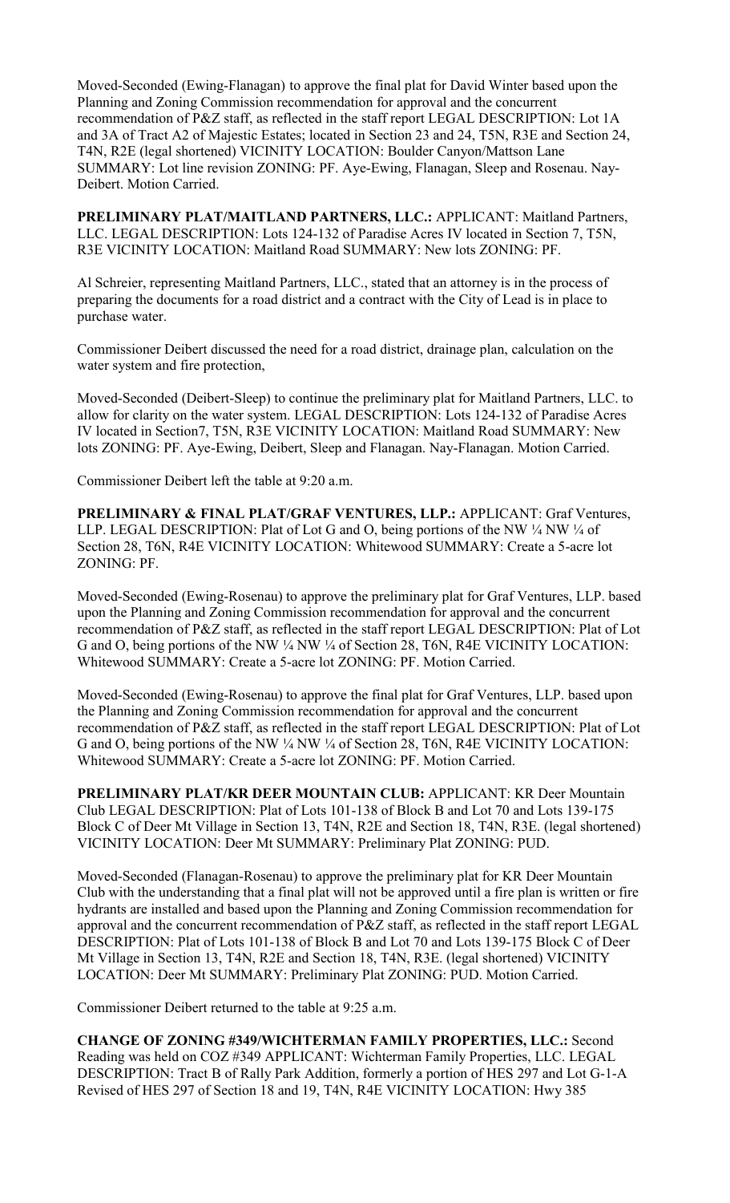Moved-Seconded (Ewing-Flanagan) to approve the final plat for David Winter based upon the Planning and Zoning Commission recommendation for approval and the concurrent recommendation of P&Z staff, as reflected in the staff report LEGAL DESCRIPTION: Lot 1A and 3A of Tract A2 of Majestic Estates; located in Section 23 and 24, T5N, R3E and Section 24, T4N, R2E (legal shortened) VICINITY LOCATION: Boulder Canyon/Mattson Lane SUMMARY: Lot line revision ZONING: PF. Aye-Ewing, Flanagan, Sleep and Rosenau. Nay-Deibert. Motion Carried.

**PRELIMINARY PLAT/MAITLAND PARTNERS, LLC.:** APPLICANT: Maitland Partners, LLC. LEGAL DESCRIPTION: Lots 124-132 of Paradise Acres IV located in Section 7, T5N, R3E VICINITY LOCATION: Maitland Road SUMMARY: New lots ZONING: PF.

Al Schreier, representing Maitland Partners, LLC., stated that an attorney is in the process of preparing the documents for a road district and a contract with the City of Lead is in place to purchase water.

Commissioner Deibert discussed the need for a road district, drainage plan, calculation on the water system and fire protection,

Moved-Seconded (Deibert-Sleep) to continue the preliminary plat for Maitland Partners, LLC. to allow for clarity on the water system. LEGAL DESCRIPTION: Lots 124-132 of Paradise Acres IV located in Section7, T5N, R3E VICINITY LOCATION: Maitland Road SUMMARY: New lots ZONING: PF. Aye-Ewing, Deibert, Sleep and Flanagan. Nay-Flanagan. Motion Carried.

Commissioner Deibert left the table at 9:20 a.m.

**PRELIMINARY & FINAL PLAT/GRAF VENTURES, LLP.:** APPLICANT: Graf Ventures, LLP. LEGAL DESCRIPTION: Plat of Lot G and O, being portions of the NW ¼ NW ¼ of Section 28, T6N, R4E VICINITY LOCATION: Whitewood SUMMARY: Create a 5-acre lot ZONING: PF.

Moved-Seconded (Ewing-Rosenau) to approve the preliminary plat for Graf Ventures, LLP. based upon the Planning and Zoning Commission recommendation for approval and the concurrent recommendation of P&Z staff, as reflected in the staff report LEGAL DESCRIPTION: Plat of Lot G and O, being portions of the NW ¼ NW ¼ of Section 28, T6N, R4E VICINITY LOCATION: Whitewood SUMMARY: Create a 5-acre lot ZONING: PF. Motion Carried.

Moved-Seconded (Ewing-Rosenau) to approve the final plat for Graf Ventures, LLP. based upon the Planning and Zoning Commission recommendation for approval and the concurrent recommendation of P&Z staff, as reflected in the staff report LEGAL DESCRIPTION: Plat of Lot G and O, being portions of the NW ¼ NW ¼ of Section 28, T6N, R4E VICINITY LOCATION: Whitewood SUMMARY: Create a 5-acre lot ZONING: PF. Motion Carried.

**PRELIMINARY PLAT/KR DEER MOUNTAIN CLUB:** APPLICANT: KR Deer Mountain Club LEGAL DESCRIPTION: Plat of Lots 101-138 of Block B and Lot 70 and Lots 139-175 Block C of Deer Mt Village in Section 13, T4N, R2E and Section 18, T4N, R3E. (legal shortened) VICINITY LOCATION: Deer Mt SUMMARY: Preliminary Plat ZONING: PUD.

Moved-Seconded (Flanagan-Rosenau) to approve the preliminary plat for KR Deer Mountain Club with the understanding that a final plat will not be approved until a fire plan is written or fire hydrants are installed and based upon the Planning and Zoning Commission recommendation for approval and the concurrent recommendation of P&Z staff, as reflected in the staff report LEGAL DESCRIPTION: Plat of Lots 101-138 of Block B and Lot 70 and Lots 139-175 Block C of Deer Mt Village in Section 13, T4N, R2E and Section 18, T4N, R3E. (legal shortened) VICINITY LOCATION: Deer Mt SUMMARY: Preliminary Plat ZONING: PUD. Motion Carried.

Commissioner Deibert returned to the table at 9:25 a.m.

**CHANGE OF ZONING #349/WICHTERMAN FAMILY PROPERTIES, LLC.:** Second Reading was held on COZ #349 APPLICANT: Wichterman Family Properties, LLC. LEGAL DESCRIPTION: Tract B of Rally Park Addition, formerly a portion of HES 297 and Lot G-1-A Revised of HES 297 of Section 18 and 19, T4N, R4E VICINITY LOCATION: Hwy 385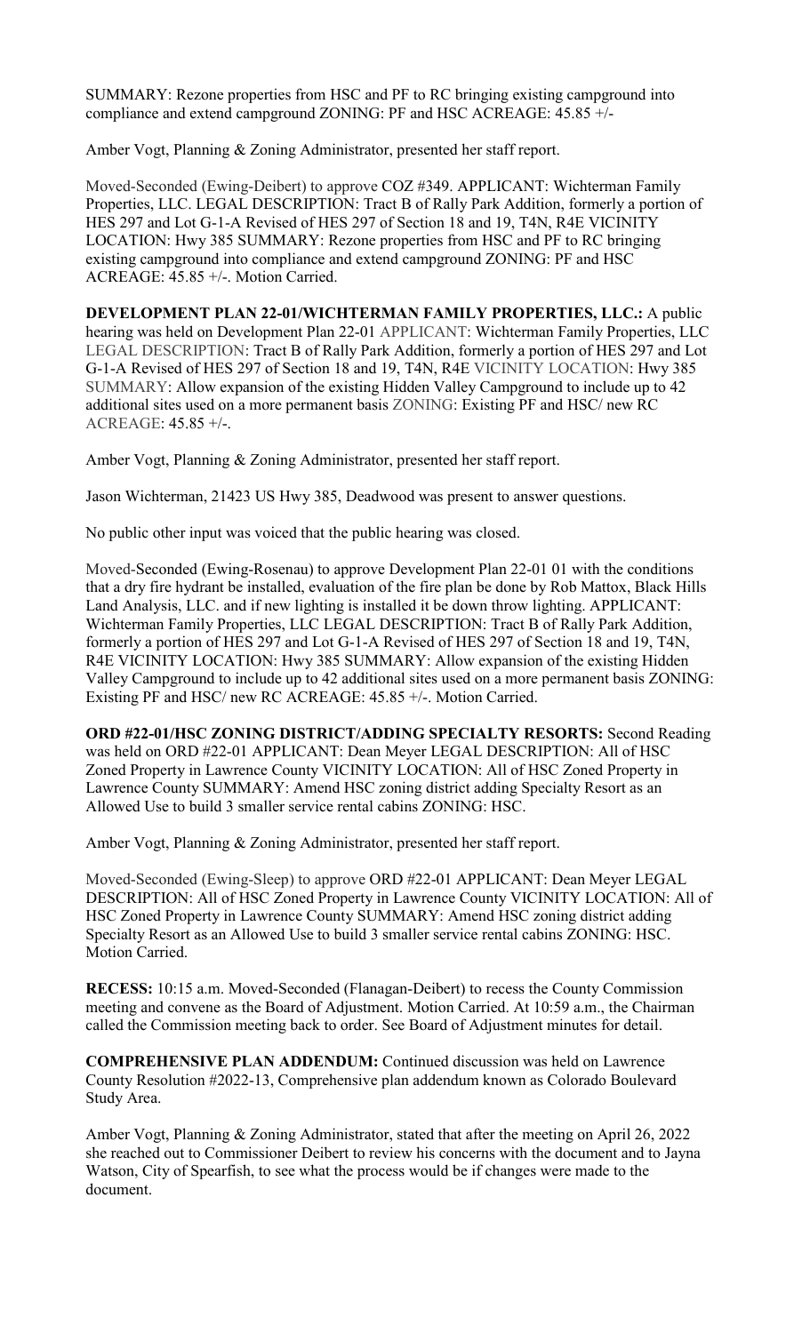SUMMARY: Rezone properties from HSC and PF to RC bringing existing campground into compliance and extend campground ZONING: PF and HSC ACREAGE: 45.85 +/-

Amber Vogt, Planning & Zoning Administrator, presented her staff report.

Moved-Seconded (Ewing-Deibert) to approve COZ #349. APPLICANT: Wichterman Family Properties, LLC. LEGAL DESCRIPTION: Tract B of Rally Park Addition, formerly a portion of HES 297 and Lot G-1-A Revised of HES 297 of Section 18 and 19, T4N, R4E VICINITY LOCATION: Hwy 385 SUMMARY: Rezone properties from HSC and PF to RC bringing existing campground into compliance and extend campground ZONING: PF and HSC ACREAGE: 45.85 +/-. Motion Carried.

**DEVELOPMENT PLAN 22-01/WICHTERMAN FAMILY PROPERTIES, LLC.:** A public hearing was held on Development Plan 22-01 APPLICANT: Wichterman Family Properties, LLC LEGAL DESCRIPTION: Tract B of Rally Park Addition, formerly a portion of HES 297 and Lot G-1-A Revised of HES 297 of Section 18 and 19, T4N, R4E VICINITY LOCATION: Hwy 385 SUMMARY: Allow expansion of the existing Hidden Valley Campground to include up to 42 additional sites used on a more permanent basis ZONING: Existing PF and HSC/ new RC ACREAGE: 45.85 +/-.

Amber Vogt, Planning & Zoning Administrator, presented her staff report.

Jason Wichterman, 21423 US Hwy 385, Deadwood was present to answer questions.

No public other input was voiced that the public hearing was closed.

Moved-Seconded (Ewing-Rosenau) to approve Development Plan 22-01 01 with the conditions that a dry fire hydrant be installed, evaluation of the fire plan be done by Rob Mattox, Black Hills Land Analysis, LLC. and if new lighting is installed it be down throw lighting. APPLICANT: Wichterman Family Properties, LLC LEGAL DESCRIPTION: Tract B of Rally Park Addition, formerly a portion of HES 297 and Lot G-1-A Revised of HES 297 of Section 18 and 19, T4N, R4E VICINITY LOCATION: Hwy 385 SUMMARY: Allow expansion of the existing Hidden Valley Campground to include up to 42 additional sites used on a more permanent basis ZONING: Existing PF and HSC/ new RC ACREAGE: 45.85 +/-. Motion Carried.

**ORD #22-01/HSC ZONING DISTRICT/ADDING SPECIALTY RESORTS:** Second Reading was held on ORD #22-01 APPLICANT: Dean Meyer LEGAL DESCRIPTION: All of HSC Zoned Property in Lawrence County VICINITY LOCATION: All of HSC Zoned Property in Lawrence County SUMMARY: Amend HSC zoning district adding Specialty Resort as an Allowed Use to build 3 smaller service rental cabins ZONING: HSC.

Amber Vogt, Planning & Zoning Administrator, presented her staff report.

Moved-Seconded (Ewing-Sleep) to approve ORD #22-01 APPLICANT: Dean Meyer LEGAL DESCRIPTION: All of HSC Zoned Property in Lawrence County VICINITY LOCATION: All of HSC Zoned Property in Lawrence County SUMMARY: Amend HSC zoning district adding Specialty Resort as an Allowed Use to build 3 smaller service rental cabins ZONING: HSC. Motion Carried.

**RECESS:** 10:15 a.m. Moved-Seconded (Flanagan-Deibert) to recess the County Commission meeting and convene as the Board of Adjustment. Motion Carried. At 10:59 a.m., the Chairman called the Commission meeting back to order. See Board of Adjustment minutes for detail.

**COMPREHENSIVE PLAN ADDENDUM:** Continued discussion was held on Lawrence County Resolution #2022-13, Comprehensive plan addendum known as Colorado Boulevard Study Area.

Amber Vogt, Planning & Zoning Administrator, stated that after the meeting on April 26, 2022 she reached out to Commissioner Deibert to review his concerns with the document and to Jayna Watson, City of Spearfish, to see what the process would be if changes were made to the document.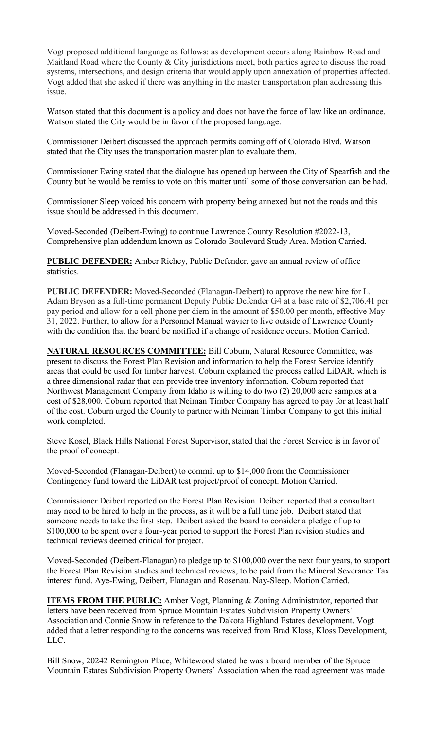Vogt proposed additional language as follows: as development occurs along Rainbow Road and Maitland Road where the County & City jurisdictions meet, both parties agree to discuss the road systems, intersections, and design criteria that would apply upon annexation of properties affected. Vogt added that she asked if there was anything in the master transportation plan addressing this issue.

Watson stated that this document is a policy and does not have the force of law like an ordinance. Watson stated the City would be in favor of the proposed language.

Commissioner Deibert discussed the approach permits coming off of Colorado Blvd. Watson stated that the City uses the transportation master plan to evaluate them.

Commissioner Ewing stated that the dialogue has opened up between the City of Spearfish and the County but he would be remiss to vote on this matter until some of those conversation can be had.

Commissioner Sleep voiced his concern with property being annexed but not the roads and this issue should be addressed in this document.

Moved-Seconded (Deibert-Ewing) to continue Lawrence County Resolution #2022-13, Comprehensive plan addendum known as Colorado Boulevard Study Area. Motion Carried.

**PUBLIC DEFENDER:** Amber Richey, Public Defender, gave an annual review of office statistics.

**PUBLIC DEFENDER:** Moved-Seconded (Flanagan-Deibert) to approve the new hire for L. Adam Bryson as a full-time permanent Deputy Public Defender G4 at a base rate of $2,706.41 per pay period and allow for a cell phone per diem in the amount of $50.00 per month, effective May 31, 2022. Further, to allow for a Personnel Manual wavier to live outside of Lawrence County with the condition that the board be notified if a change of residence occurs. Motion Carried.

**NATURAL RESOURCES COMMITTEE:** Bill Coburn, Natural Resource Committee, was present to discuss the Forest Plan Revision and information to help the Forest Service identify areas that could be used for timber harvest. Coburn explained the process called LiDAR, which is a three dimensional radar that can provide tree inventory information. Coburn reported that Northwest Management Company from Idaho is willing to do two (2) 20,000 acre samples at a cost of $28,000. Coburn reported that Neiman Timber Company has agreed to pay for at least half of the cost. Coburn urged the County to partner with Neiman Timber Company to get this initial work completed.

Steve Kosel, Black Hills National Forest Supervisor, stated that the Forest Service is in favor of the proof of concept.

Moved-Seconded (Flanagan-Deibert) to commit up to $14,000 from the Commissioner Contingency fund toward the LiDAR test project/proof of concept. Motion Carried.

Commissioner Deibert reported on the Forest Plan Revision. Deibert reported that a consultant may need to be hired to help in the process, as it will be a full time job. Deibert stated that someone needs to take the first step. Deibert asked the board to consider a pledge of up to $100,000 to be spent over a four-year period to support the Forest Plan revision studies and technical reviews deemed critical for project.

Moved-Seconded (Deibert-Flanagan) to pledge up to $100,000 over the next four years, to support the Forest Plan Revision studies and technical reviews, to be paid from the Mineral Severance Tax interest fund. Aye-Ewing, Deibert, Flanagan and Rosenau. Nay-Sleep. Motion Carried.

**ITEMS FROM THE PUBLIC:** Amber Vogt, Planning & Zoning Administrator, reported that letters have been received from Spruce Mountain Estates Subdivision Property Owners' Association and Connie Snow in reference to the Dakota Highland Estates development. Vogt added that a letter responding to the concerns was received from Brad Kloss, Kloss Development, LLC.

Bill Snow, 20242 Remington Place, Whitewood stated he was a board member of the Spruce Mountain Estates Subdivision Property Owners' Association when the road agreement was made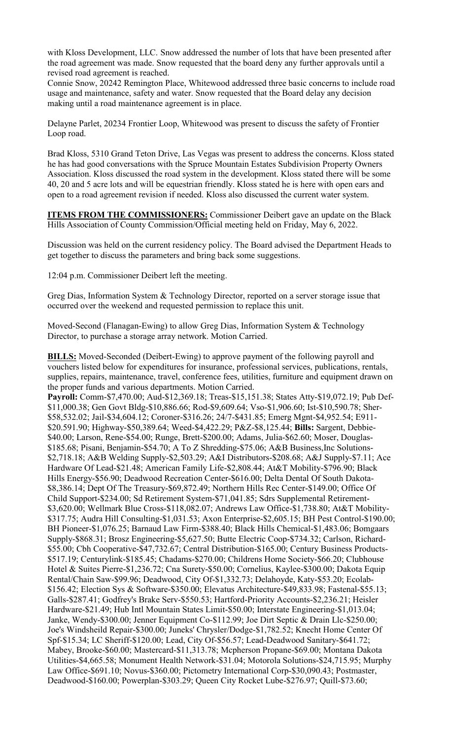with Kloss Development, LLC. Snow addressed the number of lots that have been presented after the road agreement was made. Snow requested that the board deny any further approvals until a revised road agreement is reached.

Connie Snow, 20242 Remington Place, Whitewood addressed three basic concerns to include road usage and maintenance, safety and water. Snow requested that the Board delay any decision making until a road maintenance agreement is in place.

Delayne Parlet, 20234 Frontier Loop, Whitewood was present to discuss the safety of Frontier Loop road.

Brad Kloss, 5310 Grand Teton Drive, Las Vegas was present to address the concerns. Kloss stated he has had good conversations with the Spruce Mountain Estates Subdivision Property Owners Association. Kloss discussed the road system in the development. Kloss stated there will be some 40, 20 and 5 acre lots and will be equestrian friendly. Kloss stated he is here with open ears and open to a road agreement revision if needed. Kloss also discussed the current water system.

**ITEMS FROM THE COMMISSIONERS:** Commissioner Deibert gave an update on the Black Hills Association of County Commission/Official meeting held on Friday, May 6, 2022.

Discussion was held on the current residency policy. The Board advised the Department Heads to get together to discuss the parameters and bring back some suggestions.

12:04 p.m. Commissioner Deibert left the meeting.

Greg Dias, Information System & Technology Director, reported on a server storage issue that occurred over the weekend and requested permission to replace this unit.

Moved-Second (Flanagan-Ewing) to allow Greg Dias, Information System & Technology Director, to purchase a storage array network. Motion Carried.

**BILLS:** Moved-Seconded (Deibert-Ewing) to approve payment of the following payroll and vouchers listed below for expenditures for insurance, professional services, publications, rentals, supplies, repairs, maintenance, travel, conference fees, utilities, furniture and equipment drawn on the proper funds and various departments. Motion Carried.

**Payroll:** Comm-$7,470.00; Aud-$12,369.18; Treas-$15,151.38; States Atty-$19,072.19; Pub Def-$11,000.38; Gen Govt Bldg-$10,886.66; Rod-$9,609.64; Vso-$1,906.60; Ist-$10,590.78; Sher-$58,532.02; Jail-$34,604.12; Coroner-$316.26; 24/7-$431.85; Emerg Mgnt-$4,952.54; E911-$20.591.90; Highway-$50,389.64; Weed-$4,422.29; P&Z-$8,125.44; **Bills:** Sargent, Debbie-$40.00; Larson, Rene-$54.00; Runge, Brett-$200.00; Adams, Julia-$62.60; Moser, Douglas-$185.68; Pisani, Benjamin-$54.70; A To Z Shredding-$75.06; A&B Business,Inc Solutions-$2,718.18; A&B Welding Supply-$2,503.29; A&I Distributors-$208.68; A&J Supply-$7.11; Ace Hardware Of Lead-$21.48; American Family Life-$2,808.44; At&T Mobility-$796.90; Black Hills Energy-$56.90; Deadwood Recreation Center-$616.00; Delta Dental Of South Dakota-$8,386.14; Dept Of The Treasury-$69,872.49; Northern Hills Rec Center-$149.00; Office Of Child Support-$234.00; Sd Retirement System-$71,041.85; Sdrs Supplemental Retirement-$3,620.00; Wellmark Blue Cross-$118,082.07; Andrews Law Office-$1,738.80; At&T Mobility-$317.75; Audra Hill Consulting-$1,031.53; Axon Enterprise-$2,605.15; BH Pest Control-$190.00; BH Pioneer-$1,076.25; Barnaud Law Firm-$388.40; Black Hills Chemical-$1,483.06; Bomgaars Supply-$868.31; Brosz Engineering-$5,627.50; Butte Electric Coop-$734.32; Carlson, Richard-$55.00; Cbh Cooperative-$47,732.67; Central Distribution-$165.00; Century Business Products-$517.19; Centurylink-$185.45; Chadams-$270.00; Childrens Home Society-$66.20; Clubhouse Hotel & Suites Pierre-$1,236.72; Cna Surety-$50.00; Cornelius, Kaylee-$300.00; Dakota Equip Rental/Chain Saw-$99.96; Deadwood, City Of-$1,332.73; Delahoyde, Katy-$53.20; Ecolab-$156.42; Election Sys & Software-$350.00; Elevatus Architecture-$49,833.98; Fastenal-$55.13; Galls-$287.41; Godfrey's Brake Serv-$550.53; Hartford-Priority Accounts-$2,236.21; Heisler Hardware-$21.49; Hub Intl Mountain States Limit-$50.00; Interstate Engineering-$1,013.04; Janke, Wendy-$300.00; Jenner Equipment Co-$112.99; Joe Dirt Septic & Drain Llc-$250.00; Joe's Windsheild Repair-$300.00; Juneks' Chrysler/Dodge-$1,782.52; Knecht Home Center Of Spf-$15.34; LC Sheriff-$120.00; Lead, City Of-$56.57; Lead-Deadwood Sanitary-$641.72; Mabey, Brooke-$60.00; Mastercard-$11,313.78; Mcpherson Propane-$69.00; Montana Dakota Utilities-$4,665.58; Monument Health Network-$31.04; Motorola Solutions-$24,715.95; Murphy Law Office-$691.10; Novus-$360.00; Pictometry International Corp-$30,090.43; Postmaster, Deadwood-$160.00; Powerplan-$303.29; Queen City Rocket Lube-$276.97; Quill-$73.60;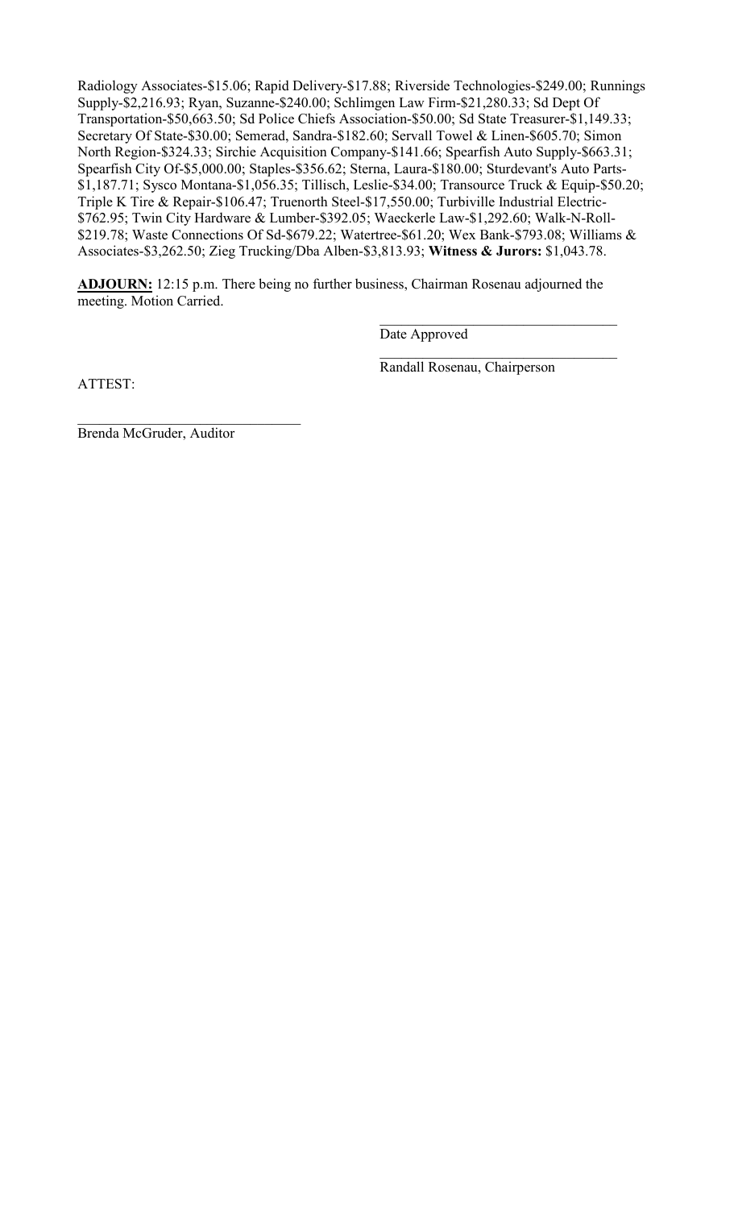Radiology Associates-$15.06; Rapid Delivery-$17.88; Riverside Technologies-$249.00; Runnings Supply-$2,216.93; Ryan, Suzanne-$240.00; Schlimgen Law Firm-$21,280.33; Sd Dept Of Transportation-$50,663.50; Sd Police Chiefs Association-$50.00; Sd State Treasurer-$1,149.33; Secretary Of State-$30.00; Semerad, Sandra-$182.60; Servall Towel & Linen-$605.70; Simon North Region-$324.33; Sirchie Acquisition Company-$141.66; Spearfish Auto Supply-$663.31; Spearfish City Of-$5,000.00; Staples-$356.62; Sterna, Laura-$180.00; Sturdevant's Auto Parts-$1,187.71; Sysco Montana-$1,056.35; Tillisch, Leslie-$34.00; Transource Truck & Equip-$50.20; Triple K Tire & Repair-$106.47; Truenorth Steel-$17,550.00; Turbiville Industrial Electric-$762.95; Twin City Hardware & Lumber-$392.05; Waeckerle Law-$1,292.60; Walk-N-Roll-$219.78; Waste Connections Of Sd-$679.22; Watertree-$61.20; Wex Bank-$793.08; Williams & Associates-$3,262.50; Zieg Trucking/Dba Alben-$3,813.93; **Witness & Jurors:** $1,043.78.

**ADJOURN:** 12:15 p.m. There being no further business, Chairman Rosenau adjourned the meeting. Motion Carried.

\_\_\_\_\_\_\_\_\_\_\_\_\_\_\_\_\_\_\_\_\_\_\_\_\_\_\_\_\_\_\_\_
Date Approved

\_\_\_\_\_\_\_\_\_\_\_\_\_\_\_\_\_\_\_\_\_\_\_\_\_\_\_\_\_\_\_\_
Randall Rosenau, Chairperson

ATTEST:

\_\_\_\_\_\_\_\_\_\_\_\_\_\_\_\_\_\_\_\_\_\_\_\_\_\_\_\_\_\_\_\_
Brenda McGruder, Auditor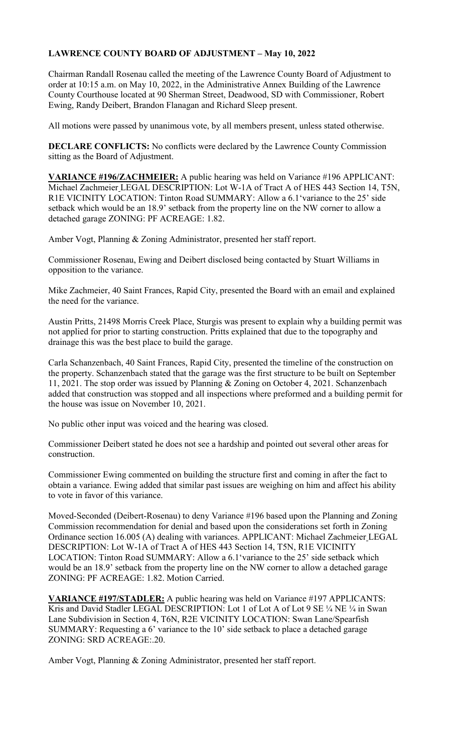**LAWRENCE COUNTY BOARD OF ADJUSTMENT – May 10, 2022**

Chairman Randall Rosenau called the meeting of the Lawrence County Board of Adjustment to order at 10:15 a.m. on May 10, 2022, in the Administrative Annex Building of the Lawrence County Courthouse located at 90 Sherman Street, Deadwood, SD with Commissioner, Robert Ewing, Randy Deibert, Brandon Flanagan and Richard Sleep present.

All motions were passed by unanimous vote, by all members present, unless stated otherwise.

**DECLARE CONFLICTS:** No conflicts were declared by the Lawrence County Commission sitting as the Board of Adjustment.

**VARIANCE #196/ZACHMEIER:** A public hearing was held on Variance #196 APPLICANT: Michael Zachmeier LEGAL DESCRIPTION: Lot W-1A of Tract A of HES 443 Section 14, T5N, R1E VICINITY LOCATION: Tinton Road SUMMARY: Allow a 6.1'variance to the 25' side setback which would be an 18.9' setback from the property line on the NW corner to allow a detached garage ZONING: PF ACREAGE: 1.82.

Amber Vogt, Planning & Zoning Administrator, presented her staff report.

Commissioner Rosenau, Ewing and Deibert disclosed being contacted by Stuart Williams in opposition to the variance.

Mike Zachmeier, 40 Saint Frances, Rapid City, presented the Board with an email and explained the need for the variance.

Austin Pritts, 21498 Morris Creek Place, Sturgis was present to explain why a building permit was not applied for prior to starting construction. Pritts explained that due to the topography and drainage this was the best place to build the garage.

Carla Schanzenbach, 40 Saint Frances, Rapid City, presented the timeline of the construction on the property. Schanzenbach stated that the garage was the first structure to be built on September 11, 2021. The stop order was issued by Planning & Zoning on October 4, 2021. Schanzenbach added that construction was stopped and all inspections where preformed and a building permit for the house was issue on November 10, 2021.

No public other input was voiced and the hearing was closed.

Commissioner Deibert stated he does not see a hardship and pointed out several other areas for construction.

Commissioner Ewing commented on building the structure first and coming in after the fact to obtain a variance. Ewing added that similar past issues are weighing on him and affect his ability to vote in favor of this variance.

Moved-Seconded (Deibert-Rosenau) to deny Variance #196 based upon the Planning and Zoning Commission recommendation for denial and based upon the considerations set forth in Zoning Ordinance section 16.005 (A) dealing with variances. APPLICANT: Michael Zachmeier LEGAL DESCRIPTION: Lot W-1A of Tract A of HES 443 Section 14, T5N, R1E VICINITY LOCATION: Tinton Road SUMMARY: Allow a 6.1'variance to the 25' side setback which would be an 18.9' setback from the property line on the NW corner to allow a detached garage ZONING: PF ACREAGE: 1.82. Motion Carried.

**VARIANCE #197/STADLER:** A public hearing was held on Variance #197 APPLICANTS: Kris and David Stadler LEGAL DESCRIPTION: Lot 1 of Lot A of Lot 9 SE ¼ NE ¼ in Swan Lane Subdivision in Section 4, T6N, R2E VICINITY LOCATION: Swan Lane/Spearfish SUMMARY: Requesting a 6' variance to the 10' side setback to place a detached garage ZONING: SRD ACREAGE:.20.

Amber Vogt, Planning & Zoning Administrator, presented her staff report.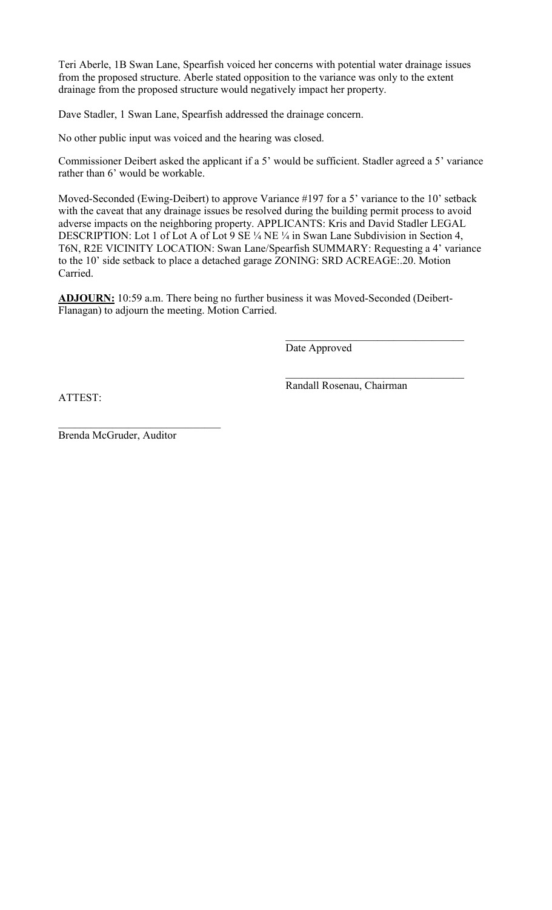Teri Aberle, 1B Swan Lane, Spearfish voiced her concerns with potential water drainage issues from the proposed structure. Aberle stated opposition to the variance was only to the extent drainage from the proposed structure would negatively impact her property.

Dave Stadler, 1 Swan Lane, Spearfish addressed the drainage concern.

No other public input was voiced and the hearing was closed.

Commissioner Deibert asked the applicant if a 5' would be sufficient. Stadler agreed a 5' variance rather than 6' would be workable.

Moved-Seconded (Ewing-Deibert) to approve Variance #197 for a 5' variance to the 10' setback with the caveat that any drainage issues be resolved during the building permit process to avoid adverse impacts on the neighboring property. APPLICANTS: Kris and David Stadler LEGAL DESCRIPTION: Lot 1 of Lot A of Lot 9 SE ¼ NE ¼ in Swan Lane Subdivision in Section 4, T6N, R2E VICINITY LOCATION: Swan Lane/Spearfish SUMMARY: Requesting a 4' variance to the 10' side setback to place a detached garage ZONING: SRD ACREAGE:.20. Motion Carried.

**ADJOURN:** 10:59 a.m. There being no further business it was Moved-Seconded (Deibert-Flanagan) to adjourn the meeting. Motion Carried.

\_\_\_\_\_\_\_\_\_\_\_\_\_\_\_\_\_\_\_\_\_\_\_\_\_\_\_\_\_\_\_\_\_

Date Approved

\_\_\_\_\_\_\_\_\_\_\_\_\_\_\_\_\_\_\_\_\_\_\_\_\_\_\_\_\_\_\_\_\_

Randall Rosenau, Chairman

ATTEST:

\_\_\_\_\_\_\_\_\_\_\_\_\_\_\_\_\_\_\_\_\_\_\_\_\_\_\_\_\_\_

Brenda McGruder, Auditor